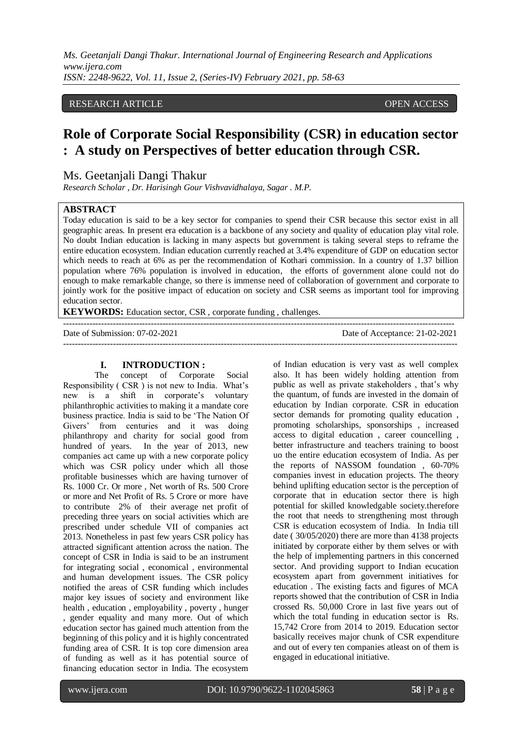RESEARCH ARTICLE OPEN ACCESS

# Role of Corporate Social Responsibility (CSR) in education sector : A study on Perspectives of better education through CSR.

Ms. Geetanjali Dangi Thakur

*Research Scholar , Dr. Harisingh Gour Vishvavidhalaya, Sagar . M.P.*

**ABSTRACT**

Today education is said to be a key sector for companies to spend their CSR because this sector exist in all geographic areas. In present era education is a backbone of any society and quality of education play vital role. No doubt Indian education is lacking in many aspects but government is taking several steps to reframe the entire education ecosystem. Indian education currently reached at 3.4% expenditure of GDP on education sector which needs to reach at 6% as per the recommendation of Kothari commission. In a country of 1.37 billion population where 76% population is involved in education, the efforts of government alone could not do enough to make remarkable change, so there is immense need of collaboration of government and corporate to jointly work for the positive impact of education on society and CSR seems as important tool for improving education sector.

**KEYWORDS:** Education sector, CSR , corporate funding , challenges.

Date of Submission: 07-02-2021 Date of Acceptance: 21-02-2021

## I. INTRODUCTION :

The concept of Corporate Social Responsibility ( CSR ) is not new to India. What's new is a shift in corporate's voluntary philanthrophic activities to making it a mandate core business practice. India is said to be 'The Nation Of Givers' from centuries and it was doing philanthropy and charity for social good from hundred of years. In the year of 2013, new companies act came up with a new corporate policy which was CSR policy under which all those profitable businesses which are having turnover of Rs. 1000 Cr. Or more , Net worth of Rs. 500 Crore or more and Net Profit of Rs. 5 Crore or more have to contribute 2% of their average net profit of preceding three years on social activities which are prescribed under schedule VII of companies act 2013. Nonetheless in past few years CSR policy has attracted significant attention across the nation. The concept of CSR in India is said to be an instrument for integrating social , economical , environmental and human development issues. The CSR policy notified the areas of CSR funding which includes major key issues of society and environment like health , education , employability , poverty , hunger , gender equality and many more. Out of which education sector has gained much attention from the beginning of this policy and it is highly concentrated funding area of CSR. It is top core dimension area of funding as well as it has potential source of financing education sector in India. The ecosystem of Indian education is very vast as well complex also. It has been widely holding attention from public as well as private stakeholders , that's why the quantum, of funds are invested in the domain of education by Indian corporate. CSR in education sector demands for promoting quality education , promoting scholarships, sponsorships , increased access to digital education , career councelling , better infrastructure and teachers training to boost uo the entire education ecosystem of India. As per the reports of NASSOM foundation , 60-70% companies invest in education projects. The theory behind uplifting education sector is the perception of corporate that in education sector there is high potential for skilled knowledgable society.therefore the root that needs to strengthening most through CSR is education ecosystem of India. In India till date ( 30/05/2020) there are more than 4138 projects initiated by corporate either by them selves or with the help of implementing partners in this concerned sector. And providing support to Indian ecucation ecosystem apart from government initiatives for education . The existing facts and figures of MCA reports showed that the contribution of CSR in India crossed Rs. 50,000 Crore in last five years out of which the total funding in education sector is Rs. 15,742 Crore from 2014 to 2019. Education sector basically receives major chunk of CSR expenditure and out of every ten companies atleast on of them is engaged in educational initiative.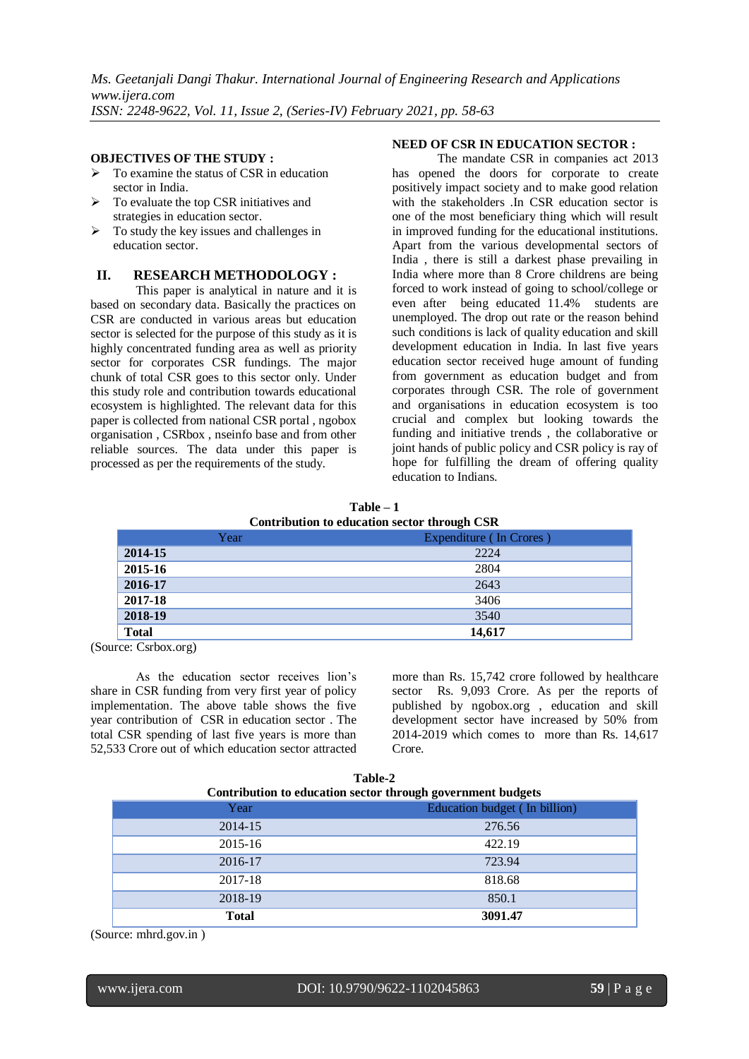## OBJECTIVES OF THE STUDY :

- To examine the status of CSR in education sector in India.
- To evaluate the top CSR initiatives and strategies in education sector.
- To study the key issues and challenges in education sector.

## II. RESEARCH METHODOLOGY :

This paper is analytical in nature and it is based on secondary data. Basically the practices on CSR are conducted in various areas but education sector is selected for the purpose of this study as it is highly concentrated funding area as well as priority sector for corporates CSR fundings. The major chunk of total CSR goes to this sector only. Under this study role and contribution towards educational ecosystem is highlighted. The relevant data for this paper is collected from national CSR portal , ngobox organisation , CSRbox , nseinfo base and from other reliable sources. The data under this paper is processed as per the requirements of the study.

## NEED OF CSR IN EDUCATION SECTOR :

The mandate CSR in companies act 2013 has opened the doors for corporate to create positively impact society and to make good relation with the stakeholders .In CSR education sector is one of the most beneficiary thing which will result in improved funding for the educational institutions. Apart from the various developmental sectors of India , there is still a darkest phase prevailing in India where more than 8 Crore childrens are being forced to work instead of going to school/college or even after being educated 11.4% students are unemployed. The drop out rate or the reason behind such conditions is lack of quality education and skill development education in India. In last five years education sector received huge amount of funding from government as education budget and from corporates through CSR. The role of government and organisations in education ecosystem is too crucial and complex but looking towards the funding and initiative trends , the collaborative or joint hands of public policy and CSR policy is ray of hope for fulfilling the dream of offering quality education to Indians.

**Table – 1**
**Contribution to education sector through CSR**

| Year | Expenditure ( In Crores ) |
|---|---|
| **2014-15** | 2224 |
| **2015-16** | 2804 |
| **2016-17** | 2643 |
| **2017-18** | 3406 |
| **2018-19** | 3540 |
| **Total** | **14,617** |

(Source: Csrbox.org)

As the education sector receives lion's share in CSR funding from very first year of policy implementation. The above table shows the five year contribution of CSR in education sector . The total CSR spending of last five years is more than 52,533 Crore out of which education sector attracted more than Rs. 15,742 crore followed by healthcare sector Rs. 9,093 Crore. As per the reports of published by ngobox.org , education and skill development sector have increased by 50% from 2014-2019 which comes to more than Rs. 14,617 Crore.

**Table-2**
**Contribution to education sector through government budgets**

| Year | Education budget ( In billion) |
|---|---|
| 2014-15 | 276.56 |
| 2015-16 | 422.19 |
| 2016-17 | 723.94 |
| 2017-18 | 818.68 |
| 2018-19 | 850.1 |
| **Total** | **3091.47** |

(Source: mhrd.gov.in )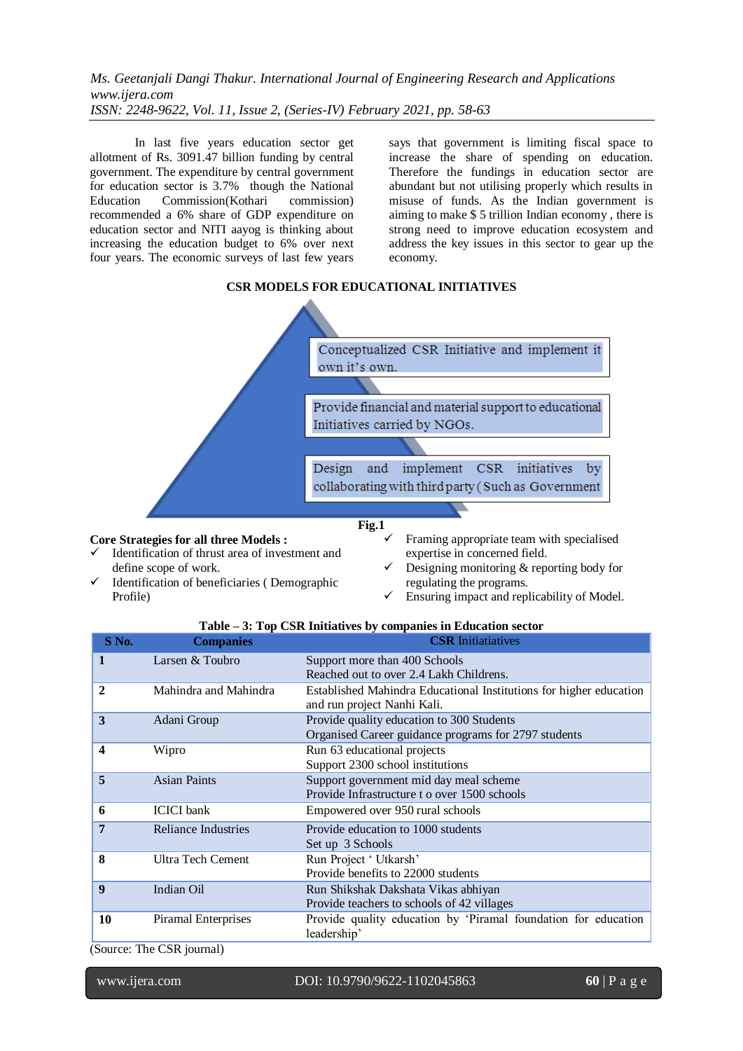In last five years education sector get allotment of Rs. 3091.47 billion funding by central government. The expenditure by central government for education sector is 3.7% though the National Education Commission(Kothari commission) recommended a 6% share of GDP expenditure on education sector and NITI aayog is thinking about increasing the education budget to 6% over next four years. The economic surveys of last few years says that government is limiting fiscal space to increase the share of spending on education. Therefore the fundings in education sector are abundant but not utilising properly which results in misuse of funds. As the Indian government is aiming to make $ 5 trillion Indian economy , there is strong need to improve education ecosystem and address the key issues in this sector to gear up the economy.

**CSR MODELS FOR EDUCATIONAL INITIATIVES**

Conceptualized CSR Initiative and implement it own it's own.

Provide financial and material support to educational Initiatives carried by NGOs.

Design and implement CSR initiatives by collaborating with third party ( Such as Government

**Fig.1**

**Core Strategies for all three Models :**

- ✓ Identification of thrust area of investment and define scope of work.
- ✓ Identification of beneficiaries ( Demographic Profile)
- ✓ Framing appropriate team with specialised expertise in concerned field.
- ✓ Designing monitoring & reporting body for regulating the programs.
- ✓ Ensuring impact and replicability of Model.

**Table – 3: Top CSR Initiatives by companies in Education sector**

| S No. | Companies | CSR Initiatiatives |
|---|---|---|
| 1 | Larsen & Toubro | Support more than 400 Schools<br>Reached out to over 2.4 Lakh Childrens. |
| 2 | Mahindra and Mahindra | Established Mahindra Educational Institutions for higher education and run project Nanhi Kali. |
| 3 | Adani Group | Provide quality education to 300 Students<br>Organised Career guidance programs for 2797 students |
| 4 | Wipro | Run 63 educational projects<br>Support 2300 school institutions |
| 5 | Asian Paints | Support government mid day meal scheme<br>Provide Infrastructure t o over 1500 schools |
| 6 | ICICI bank | Empowered over 950 rural schools |
| 7 | Reliance Industries | Provide education to 1000 students<br>Set up 3 Schools |
| 8 | Ultra Tech Cement | Run Project ' Utkarsh'<br>Provide benefits to 22000 students |
| 9 | Indian Oil | Run Shikshak Dakshata Vikas abhiyan<br>Provide teachers to schools of 42 villages |
| 10 | Piramal Enterprises | Provide quality education by 'Piramal foundation for education leadership' |

(Source: The CSR journal)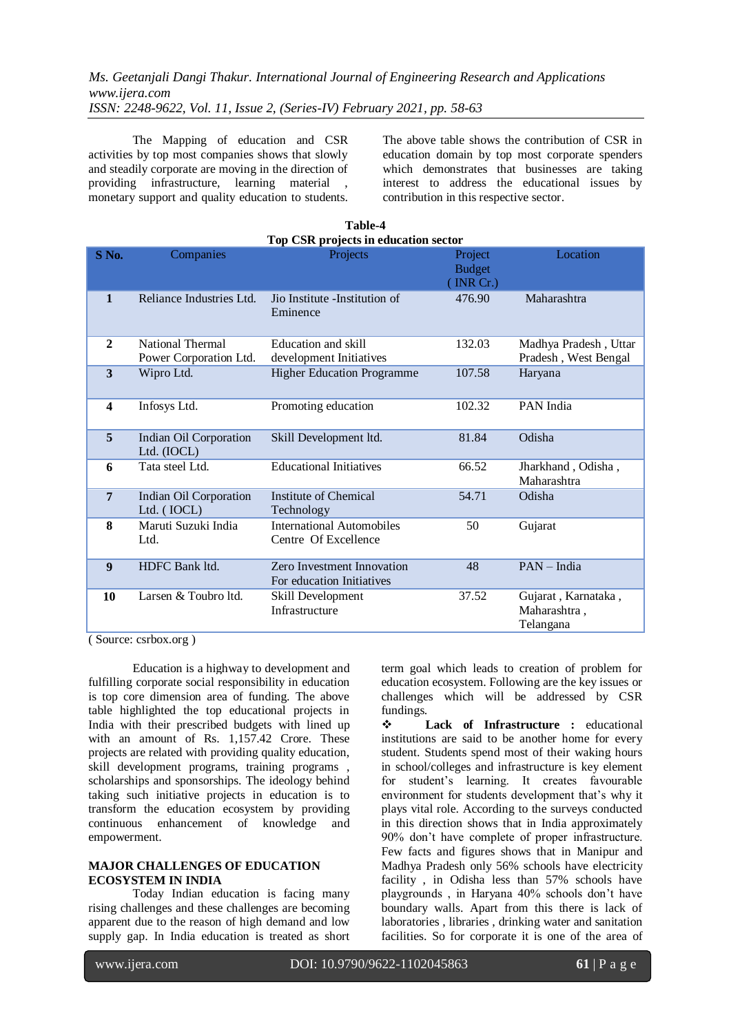The Mapping of education and CSR activities by top most companies shows that slowly and steadily corporate are moving in the direction of providing infrastructure, learning material , monetary support and quality education to students.

The above table shows the contribution of CSR in education domain by top most corporate spenders which demonstrates that businesses are taking interest to address the educational issues by contribution in this respective sector.

**Table-4**
**Top CSR projects in education sector**

| S No. | Companies | Projects | Project Budget ( INR Cr.) | Location |
|---|---|---|---|---|
| 1 | Reliance Industries Ltd. | Jio Institute -Institution of Eminence | 476.90 | Maharashtra |
| 2 | National Thermal Power Corporation Ltd. | Education and skill development Initiatives | 132.03 | Madhya Pradesh , Uttar Pradesh , West Bengal |
| 3 | Wipro Ltd. | Higher Education Programme | 107.58 | Haryana |
| 4 | Infosys Ltd. | Promoting education | 102.32 | PAN India |
| 5 | Indian Oil Corporation Ltd. (IOCL) | Skill Development ltd. | 81.84 | Odisha |
| 6 | Tata steel Ltd. | Educational Initiatives | 66.52 | Jharkhand , Odisha , Maharashtra |
| 7 | Indian Oil Corporation Ltd. ( IOCL) | Institute of Chemical Technology | 54.71 | Odisha |
| 8 | Maruti Suzuki India Ltd. | International Automobiles Centre Of Excellence | 50 | Gujarat |
| 9 | HDFC Bank ltd. | Zero Investment Innovation For education Initiatives | 48 | PAN – India |
| 10 | Larsen & Toubro ltd. | Skill Development Infrastructure | 37.52 | Gujarat , Karnataka , Maharashtra , Telangana |

( Source: csrbox.org )

Education is a highway to development and fulfilling corporate social responsibility in education is top core dimension area of funding. The above table highlighted the top educational projects in India with their prescribed budgets with lined up with an amount of Rs. 1,157.42 Crore. These projects are related with providing quality education, skill development programs, training programs , scholarships and sponsorships. The ideology behind taking such initiative projects in education is to transform the education ecosystem by providing continuous enhancement of knowledge and empowerment.

## MAJOR CHALLENGES OF EDUCATION ECOSYSTEM IN INDIA

Today Indian education is facing many rising challenges and these challenges are becoming apparent due to the reason of high demand and low supply gap. In India education is treated as short term goal which leads to creation of problem for education ecosystem. Following are the key issues or challenges which will be addressed by CSR fundings.

❖ **Lack of Infrastructure :** educational institutions are said to be another home for every student. Students spend most of their waking hours in school/colleges and infrastructure is key element for student's learning. It creates favourable environment for students development that's why it plays vital role. According to the surveys conducted in this direction shows that in India approximately 90% don't have complete of proper infrastructure. Few facts and figures shows that in Manipur and Madhya Pradesh only 56% schools have electricity facility , in Odisha less than 57% schools have playgrounds , in Haryana 40% schools don't have boundary walls. Apart from this there is lack of laboratories , libraries , drinking water and sanitation facilities. So for corporate it is one of the area of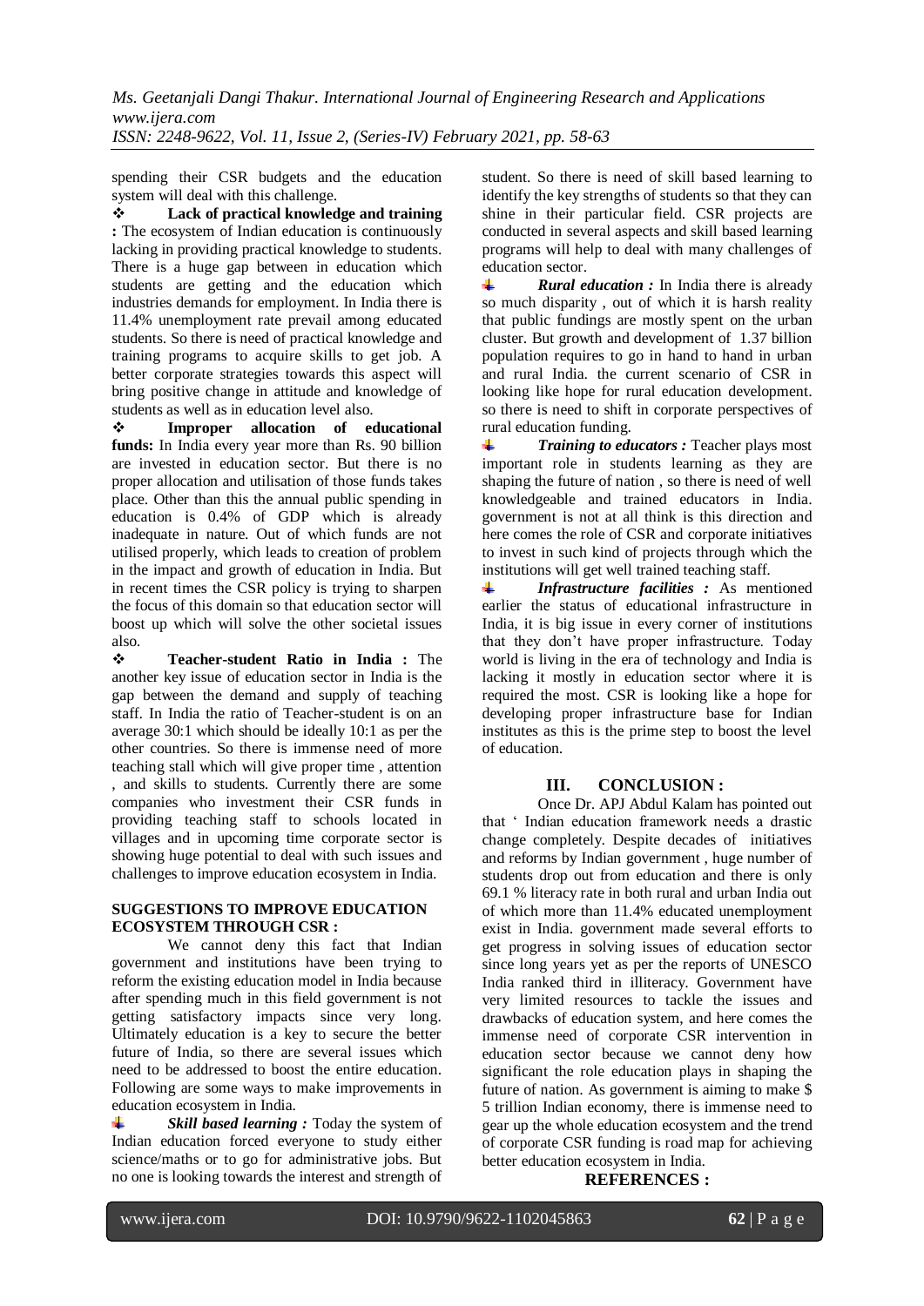spending their CSR budgets and the education system will deal with this challenge.

❖ **Lack of practical knowledge and training :** The ecosystem of Indian education is continuously lacking in providing practical knowledge to students. There is a huge gap between in education which students are getting and the education which industries demands for employment. In India there is 11.4% unemployment rate prevail among educated students. So there is need of practical knowledge and training programs to acquire skills to get job. A better corporate strategies towards this aspect will bring positive change in attitude and knowledge of students as well as in education level also.

❖ **Improper allocation of educational funds:** In India every year more than Rs. 90 billion are invested in education sector. But there is no proper allocation and utilisation of those funds takes place. Other than this the annual public spending in education is 0.4% of GDP which is already inadequate in nature. Out of which funds are not utilised properly, which leads to creation of problem in the impact and growth of education in India. But in recent times the CSR policy is trying to sharpen the focus of this domain so that education sector will boost up which will solve the other societal issues also.

❖ **Teacher-student Ratio in India :** The another key issue of education sector in India is the gap between the demand and supply of teaching staff. In India the ratio of Teacher-student is on an average 30:1 which should be ideally 10:1 as per the other countries. So there is immense need of more teaching stall which will give proper time , attention , and skills to students. Currently there are some companies who investment their CSR funds in providing teaching staff to schools located in villages and in upcoming time corporate sector is showing huge potential to deal with such issues and challenges to improve education ecosystem in India.

**SUGGESTIONS TO IMPROVE EDUCATION ECOSYSTEM THROUGH CSR :**

We cannot deny this fact that Indian government and institutions have been trying to reform the existing education model in India because after spending much in this field government is not getting satisfactory impacts since very long. Ultimately education is a key to secure the better future of India, so there are several issues which need to be addressed to boost the entire education. Following are some ways to make improvements in education ecosystem in India.

- ***Skill based learning :*** Today the system of Indian education forced everyone to study either science/maths or to go for administrative jobs. But no one is looking towards the interest and strength of student. So there is need of skill based learning to identify the key strengths of students so that they can shine in their particular field. CSR projects are conducted in several aspects and skill based learning programs will help to deal with many challenges of education sector.
- ***Rural education :*** In India there is already so much disparity , out of which it is harsh reality that public fundings are mostly spent on the urban cluster. But growth and development of 1.37 billion population requires to go in hand to hand in urban and rural India. the current scenario of CSR in looking like hope for rural education development. so there is need to shift in corporate perspectives of rural education funding.
- ***Training to educators :*** Teacher plays most important role in students learning as they are shaping the future of nation , so there is need of well knowledgeable and trained educators in India. government is not at all think is this direction and here comes the role of CSR and corporate initiatives to invest in such kind of projects through which the institutions will get well trained teaching staff.
- ***Infrastructure facilities :*** As mentioned earlier the status of educational infrastructure in India, it is big issue in every corner of institutions that they don't have proper infrastructure. Today world is living in the era of technology and India is lacking it mostly in education sector where it is required the most. CSR is looking like a hope for developing proper infrastructure base for Indian institutes as this is the prime step to boost the level of education.

## III. CONCLUSION :

Once Dr. APJ Abdul Kalam has pointed out that ' Indian education framework needs a drastic change completely. Despite decades of initiatives and reforms by Indian government , huge number of students drop out from education and there is only 69.1 % literacy rate in both rural and urban India out of which more than 11.4% educated unemployment exist in India. government made several efforts to get progress in solving issues of education sector since long years yet as per the reports of UNESCO India ranked third in illiteracy. Government have very limited resources to tackle the issues and drawbacks of education system, and here comes the immense need of corporate CSR intervention in education sector because we cannot deny how significant the role education plays in shaping the future of nation. As government is aiming to make $ 5 trillion Indian economy, there is immense need to gear up the whole education ecosystem and the trend of corporate CSR funding is road map for achieving better education ecosystem in India.

**REFERENCES :**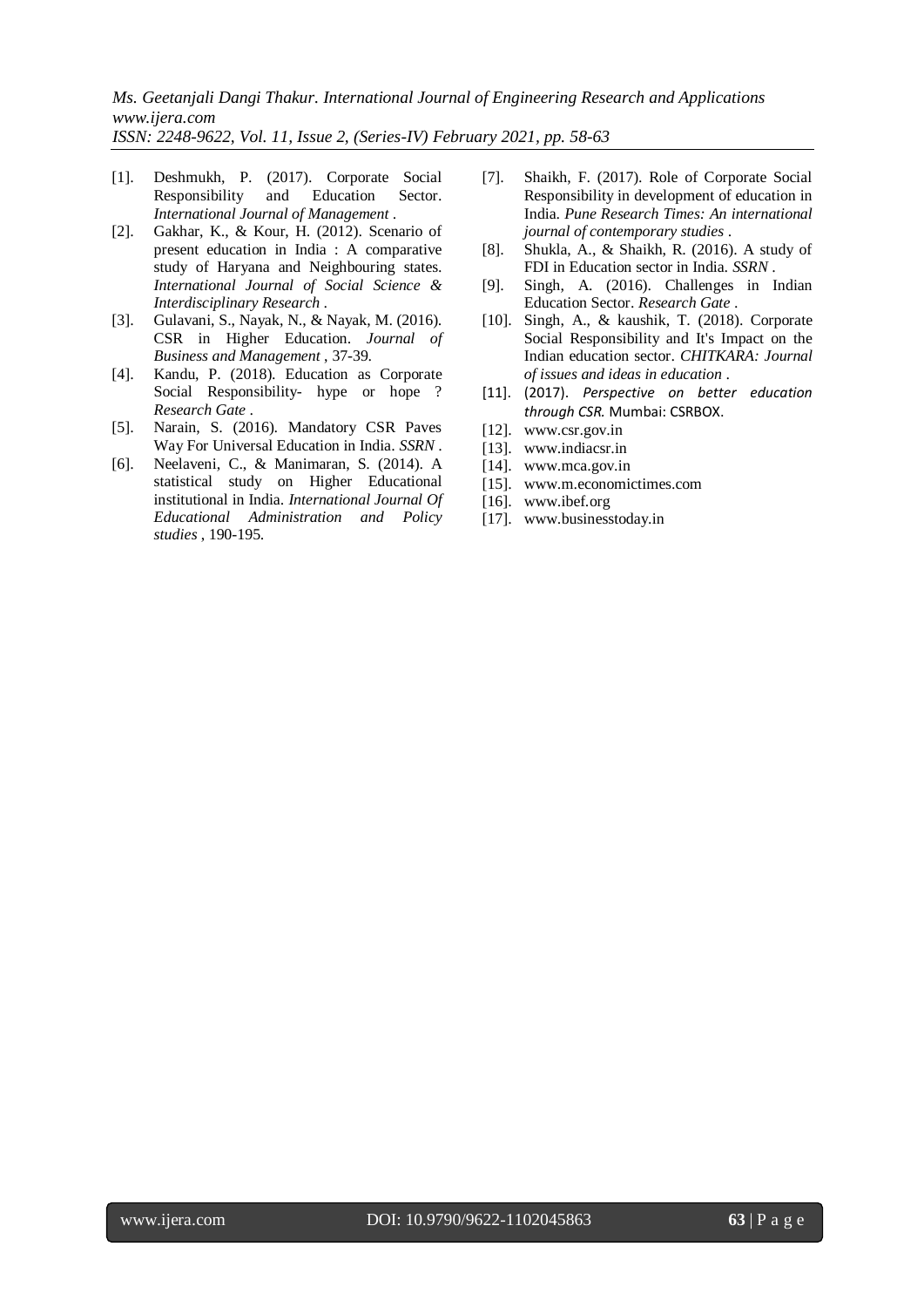[1]. Deshmukh, P. (2017). Corporate Social Responsibility and Education Sector. *International Journal of Management* .

[2]. Gakhar, K., & Kour, H. (2012). Scenario of present education in India : A comparative study of Haryana and Neighbouring states. *International Journal of Social Science & Interdisciplinary Research* .

[3]. Gulavani, S., Nayak, N., & Nayak, M. (2016). CSR in Higher Education. *Journal of Business and Management* , 37-39.

[4]. Kandu, P. (2018). Education as Corporate Social Responsibility- hype or hope ? *Research Gate* .

[5]. Narain, S. (2016). Mandatory CSR Paves Way For Universal Education in India. *SSRN* .

[6]. Neelaveni, C., & Manimaran, S. (2014). A statistical study on Higher Educational institutional in India. *International Journal Of Educational Administration and Policy studies* , 190-195.

[7]. Shaikh, F. (2017). Role of Corporate Social Responsibility in development of education in India. *Pune Research Times: An international journal of contemporary studies* .

[8]. Shukla, A., & Shaikh, R. (2016). A study of FDI in Education sector in India. *SSRN* .

[9]. Singh, A. (2016). Challenges in Indian Education Sector. *Research Gate* .

[10]. Singh, A., & kaushik, T. (2018). Corporate Social Responsibility and It's Impact on the Indian education sector. *CHITKARA: Journal of issues and ideas in education* .

[11]. (2017). *Perspective on better education through CSR.* Mumbai: CSRBOX.

[12]. www.csr.gov.in

[13]. www.indiacsr.in

[14]. www.mca.gov.in

[15]. www.m.economictimes.com

[16]. www.ibef.org

[17]. www.businesstoday.in